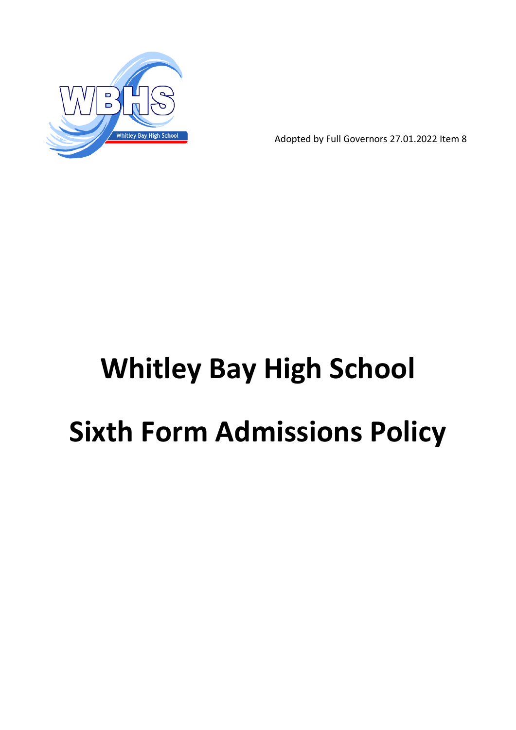Adopted by Full Governors 27.01.2022 Item 8

# Whitley Bay High School

# Sixth Form Admissions Policy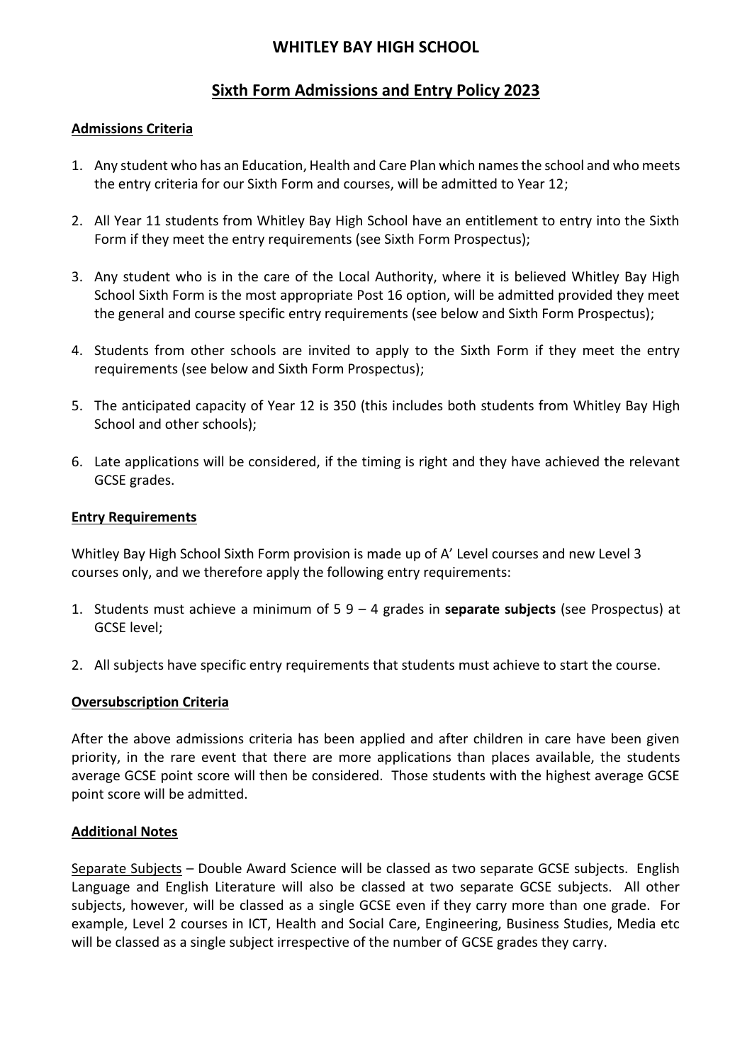# WHITLEY BAY HIGH SCHOOL

## Sixth Form Admissions and Entry Policy 2023

### Admissions Criteria

1. Any student who has an Education, Health and Care Plan which names the school and who meets the entry criteria for our Sixth Form and courses, will be admitted to Year 12;
2. All Year 11 students from Whitley Bay High School have an entitlement to entry into the Sixth Form if they meet the entry requirements (see Sixth Form Prospectus);
3. Any student who is in the care of the Local Authority, where it is believed Whitley Bay High School Sixth Form is the most appropriate Post 16 option, will be admitted provided they meet the general and course specific entry requirements (see below and Sixth Form Prospectus);
4. Students from other schools are invited to apply to the Sixth Form if they meet the entry requirements (see below and Sixth Form Prospectus);
5. The anticipated capacity of Year 12 is 350 (this includes both students from Whitley Bay High School and other schools);
6. Late applications will be considered, if the timing is right and they have achieved the relevant GCSE grades.

### Entry Requirements

Whitley Bay High School Sixth Form provision is made up of A' Level courses and new Level 3 courses only, and we therefore apply the following entry requirements:

1. Students must achieve a minimum of 5 9 – 4 grades in **separate subjects** (see Prospectus) at GCSE level;
2. All subjects have specific entry requirements that students must achieve to start the course.

### Oversubscription Criteria

After the above admissions criteria has been applied and after children in care have been given priority, in the rare event that there are more applications than places available, the students average GCSE point score will then be considered. Those students with the highest average GCSE point score will be admitted.

### Additional Notes

Separate Subjects – Double Award Science will be classed as two separate GCSE subjects. English Language and English Literature will also be classed at two separate GCSE subjects. All other subjects, however, will be classed as a single GCSE even if they carry more than one grade. For example, Level 2 courses in ICT, Health and Social Care, Engineering, Business Studies, Media etc will be classed as a single subject irrespective of the number of GCSE grades they carry.